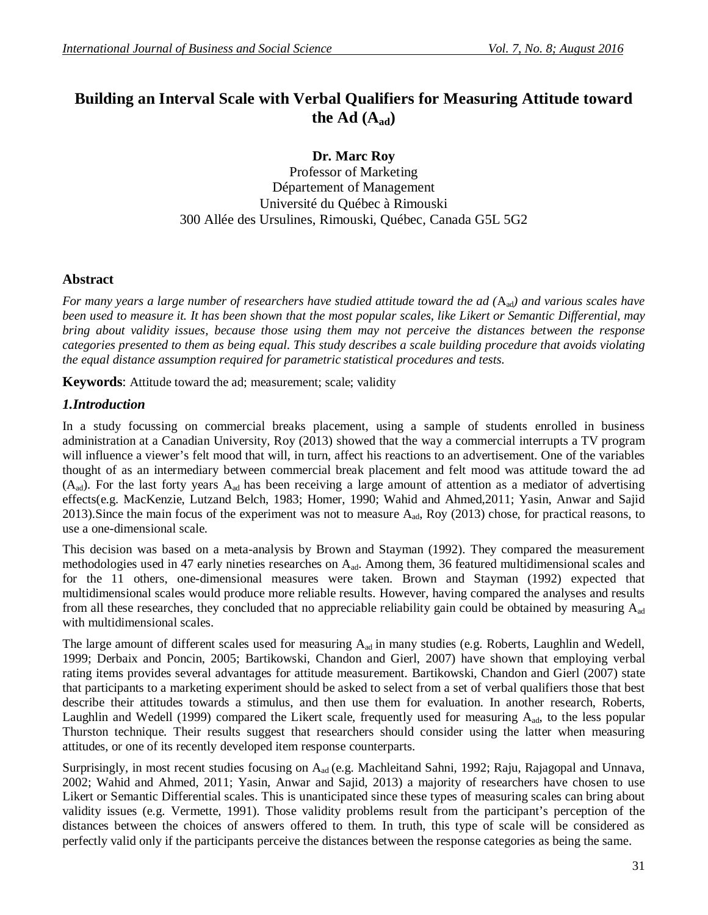# Building an Interval Scale with Verbal Qualifiers for Measuring Attitude toward the Ad ($A_{ad}$)

**Dr. Marc Roy**
Professor of Marketing
Département of Management
Université du Québec à Rimouski
300 Allée des Ursulines, Rimouski, Québec, Canada G5L 5G2

## Abstract

*For many years a large number of researchers have studied attitude toward the ad ($A_{ad}$) and various scales have been used to measure it. It has been shown that the most popular scales, like Likert or Semantic Differential, may bring about validity issues, because those using them may not perceive the distances between the response categories presented to them as being equal. This study describes a scale building procedure that avoids violating the equal distance assumption required for parametric statistical procedures and tests.*

**Keywords**: Attitude toward the ad; measurement; scale; validity

## *1.Introduction*

In a study focussing on commercial breaks placement, using a sample of students enrolled in business administration at a Canadian University, Roy (2013) showed that the way a commercial interrupts a TV program will influence a viewer's felt mood that will, in turn, affect his reactions to an advertisement. One of the variables thought of as an intermediary between commercial break placement and felt mood was attitude toward the ad ($A_{ad}$). For the last forty years $A_{ad}$ has been receiving a large amount of attention as a mediator of advertising effects(e.g. MacKenzie, Lutzand Belch, 1983; Homer, 1990; Wahid and Ahmed,2011; Yasin, Anwar and Sajid 2013).Since the main focus of the experiment was not to measure $A_{ad}$, Roy (2013) chose, for practical reasons, to use a one-dimensional scale.

This decision was based on a meta-analysis by Brown and Stayman (1992). They compared the measurement methodologies used in 47 early nineties researches on $A_{ad}$. Among them, 36 featured multidimensional scales and for the 11 others, one-dimensional measures were taken. Brown and Stayman (1992) expected that multidimensional scales would produce more reliable results. However, having compared the analyses and results from all these researches, they concluded that no appreciable reliability gain could be obtained by measuring $A_{ad}$ with multidimensional scales.

The large amount of different scales used for measuring $A_{ad}$ in many studies (e.g. Roberts, Laughlin and Wedell, 1999; Derbaix and Poncin, 2005; Bartikowski, Chandon and Gierl, 2007) have shown that employing verbal rating items provides several advantages for attitude measurement. Bartikowski, Chandon and Gierl (2007) state that participants to a marketing experiment should be asked to select from a set of verbal qualifiers those that best describe their attitudes towards a stimulus, and then use them for evaluation. In another research, Roberts, Laughlin and Wedell (1999) compared the Likert scale, frequently used for measuring $A_{ad}$, to the less popular Thurston technique. Their results suggest that researchers should consider using the latter when measuring attitudes, or one of its recently developed item response counterparts.

Surprisingly, in most recent studies focusing on $A_{ad}$ (e.g. Machleitand Sahni, 1992; Raju, Rajagopal and Unnava, 2002; Wahid and Ahmed, 2011; Yasin, Anwar and Sajid, 2013) a majority of researchers have chosen to use Likert or Semantic Differential scales. This is unanticipated since these types of measuring scales can bring about validity issues (e.g. Vermette, 1991). Those validity problems result from the participant's perception of the distances between the choices of answers offered to them. In truth, this type of scale will be considered as perfectly valid only if the participants perceive the distances between the response categories as being the same.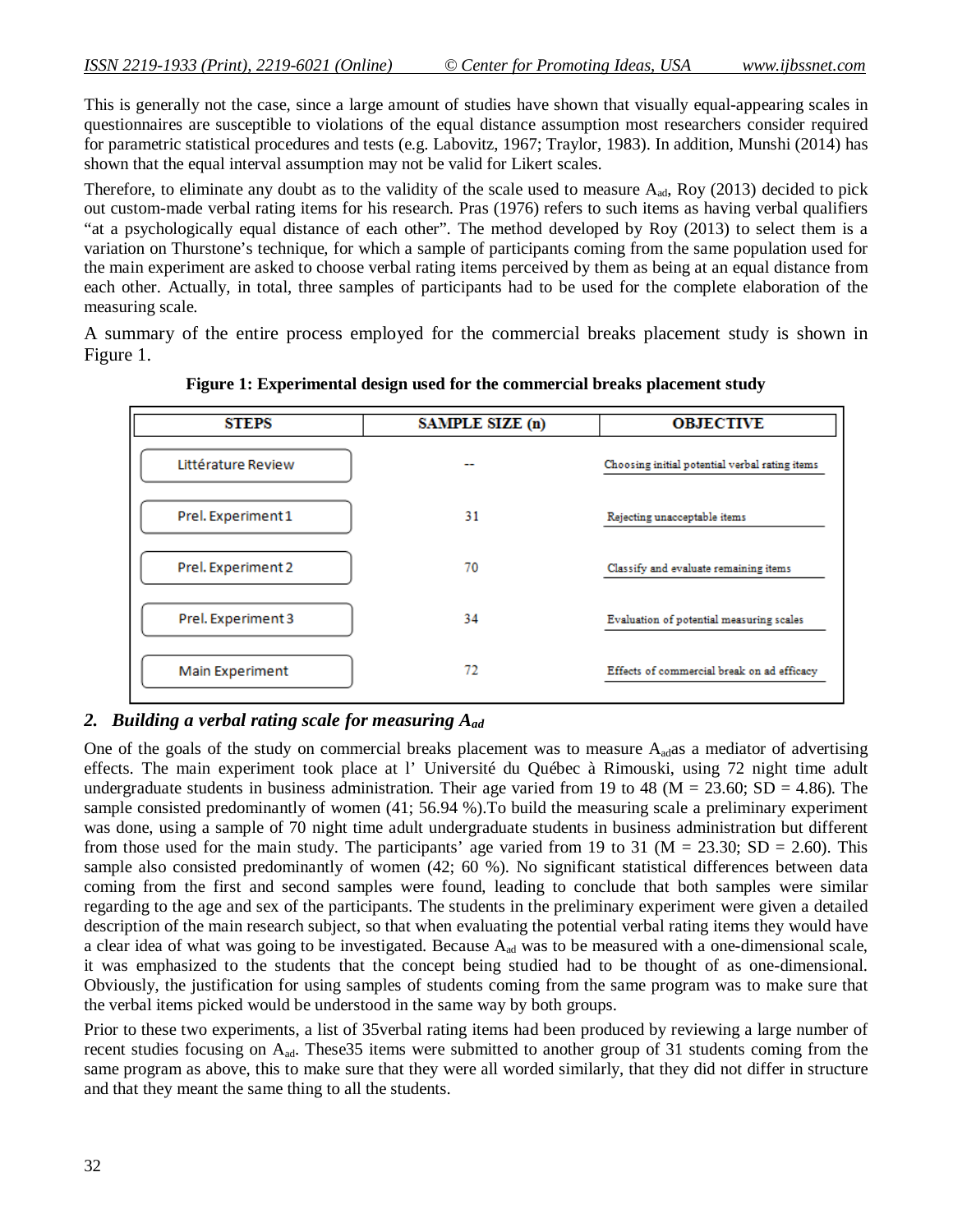This is generally not the case, since a large amount of studies have shown that visually equal-appearing scales in questionnaires are susceptible to violations of the equal distance assumption most researchers consider required for parametric statistical procedures and tests (e.g. Labovitz, 1967; Traylor, 1983). In addition, Munshi (2014) has shown that the equal interval assumption may not be valid for Likert scales.

Therefore, to eliminate any doubt as to the validity of the scale used to measure $A_{ad}$, Roy (2013) decided to pick out custom-made verbal rating items for his research. Pras (1976) refers to such items as having verbal qualifiers "at a psychologically equal distance of each other". The method developed by Roy (2013) to select them is a variation on Thurstone's technique, for which a sample of participants coming from the same population used for the main experiment are asked to choose verbal rating items perceived by them as being at an equal distance from each other. Actually, in total, three samples of participants had to be used for the complete elaboration of the measuring scale.

A summary of the entire process employed for the commercial breaks placement study is shown in Figure 1.

**Figure 1: Experimental design used for the commercial breaks placement study**

| STEPS | SAMPLE SIZE (n) | OBJECTIVE |
|---|---|---|
| Littérature Review | -- | Choosing initial potential verbal rating items |
| Prel. Experiment 1 | 31 | Rejecting unacceptable items |
| Prel. Experiment 2 | 70 | Classify and evaluate remaining items |
| Prel. Experiment 3 | 34 | Evaluation of potential measuring scales |
| Main Experiment | 72 | Effects of commercial break on ad efficacy |

## *2. Building a verbal rating scale for measuring $A_{ad}$*

One of the goals of the study on commercial breaks placement was to measure $A_{ad}$as a mediator of advertising effects. The main experiment took place at l' Université du Québec à Rimouski, using 72 night time adult undergraduate students in business administration. Their age varied from 19 to 48 ($M = 23.60$; $SD = 4.86$). The sample consisted predominantly of women (41; 56.94 %).To build the measuring scale a preliminary experiment was done, using a sample of 70 night time adult undergraduate students in business administration but different from those used for the main study. The participants' age varied from 19 to 31 ($M = 23.30$; $SD = 2.60$). This sample also consisted predominantly of women (42; 60 %). No significant statistical differences between data coming from the first and second samples were found, leading to conclude that both samples were similar regarding to the age and sex of the participants. The students in the preliminary experiment were given a detailed description of the main research subject, so that when evaluating the potential verbal rating items they would have a clear idea of what was going to be investigated. Because $A_{ad}$ was to be measured with a one-dimensional scale, it was emphasized to the students that the concept being studied had to be thought of as one-dimensional. Obviously, the justification for using samples of students coming from the same program was to make sure that the verbal items picked would be understood in the same way by both groups.

Prior to these two experiments, a list of 35verbal rating items had been produced by reviewing a large number of recent studies focusing on $A_{ad}$. These35 items were submitted to another group of 31 students coming from the same program as above, this to make sure that they were all worded similarly, that they did not differ in structure and that they meant the same thing to all the students.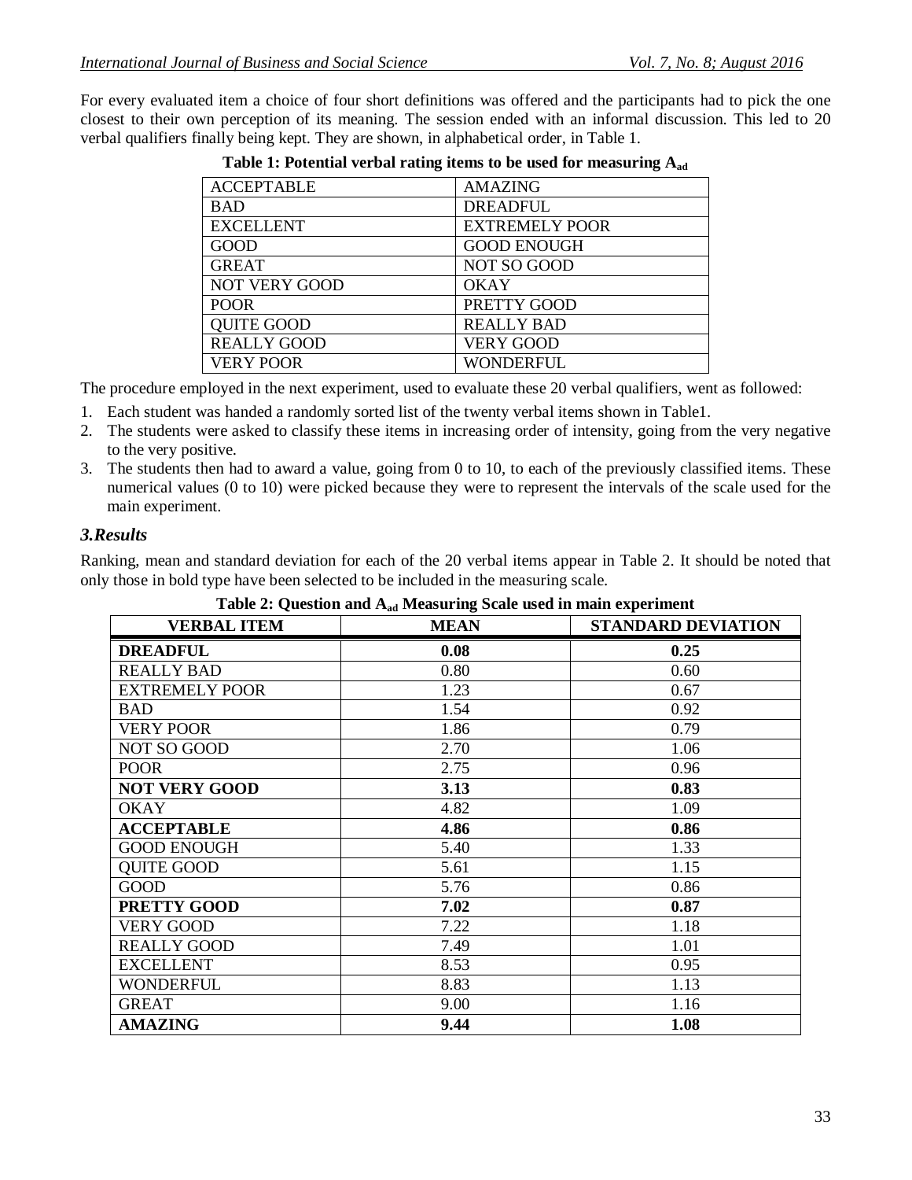For every evaluated item a choice of four short definitions was offered and the participants had to pick the one closest to their own perception of its meaning. The session ended with an informal discussion. This led to 20 verbal qualifiers finally being kept. They are shown, in alphabetical order, in Table 1.

**Table 1: Potential verbal rating items to be used for measuring $A_{ad}$**

| | |
|---|---|
| ACCEPTABLE | AMAZING |
| BAD | DREADFUL |
| EXCELLENT | EXTREMELY POOR |
| GOOD | GOOD ENOUGH |
| GREAT | NOT SO GOOD |
| NOT VERY GOOD | OKAY |
| POOR | PRETTY GOOD |
| QUITE GOOD | REALLY BAD |
| REALLY GOOD | VERY GOOD |
| VERY POOR | WONDERFUL |

The procedure employed in the next experiment, used to evaluate these 20 verbal qualifiers, went as followed:

1. Each student was handed a randomly sorted list of the twenty verbal items shown in Table1.
2. The students were asked to classify these items in increasing order of intensity, going from the very negative to the very positive.
3. The students then had to award a value, going from 0 to 10, to each of the previously classified items. These numerical values (0 to 10) were picked because they were to represent the intervals of the scale used for the main experiment.

### *3.Results*

Ranking, mean and standard deviation for each of the 20 verbal items appear in Table 2. It should be noted that only those in bold type have been selected to be included in the measuring scale.

**Table 2: Question and $A_{ad}$ Measuring Scale used in main experiment**

| VERBAL ITEM | MEAN | STANDARD DEVIATION |
|---|---|---|
| **DREADFUL** | **0.08** | **0.25** |
| REALLY BAD | 0.80 | 0.60 |
| EXTREMELY POOR | 1.23 | 0.67 |
| BAD | 1.54 | 0.92 |
| VERY POOR | 1.86 | 0.79 |
| NOT SO GOOD | 2.70 | 1.06 |
| POOR | 2.75 | 0.96 |
| **NOT VERY GOOD** | **3.13** | **0.83** |
| OKAY | 4.82 | 1.09 |
| **ACCEPTABLE** | **4.86** | **0.86** |
| GOOD ENOUGH | 5.40 | 1.33 |
| QUITE GOOD | 5.61 | 1.15 |
| GOOD | 5.76 | 0.86 |
| **PRETTY GOOD** | **7.02** | **0.87** |
| VERY GOOD | 7.22 | 1.18 |
| REALLY GOOD | 7.49 | 1.01 |
| EXCELLENT | 8.53 | 0.95 |
| WONDERFUL | 8.83 | 1.13 |
| GREAT | 9.00 | 1.16 |
| **AMAZING** | **9.44** | **1.08** |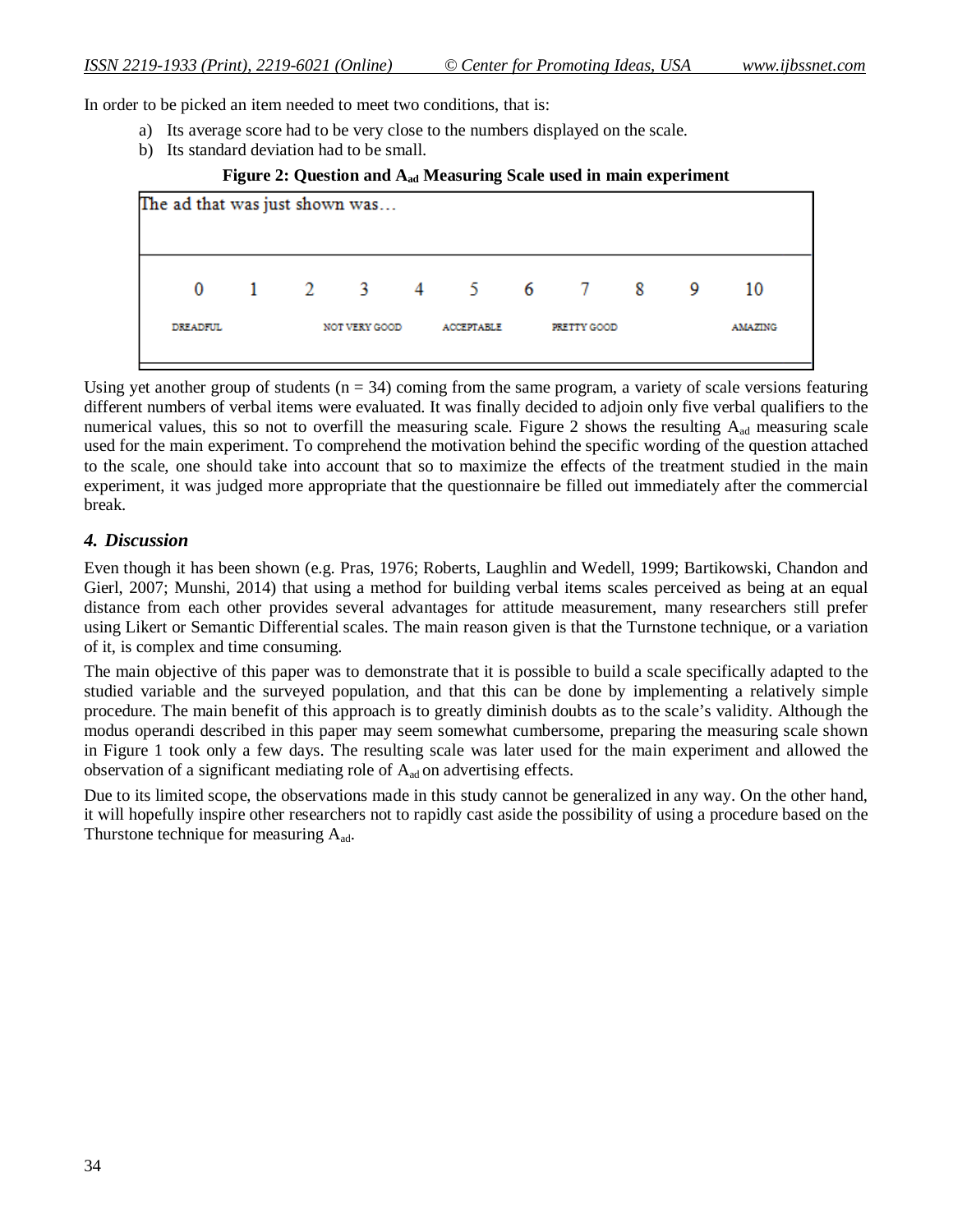In order to be picked an item needed to meet two conditions, that is:

a) Its average score had to be very close to the numbers displayed on the scale.
b) Its standard deviation had to be small.

**Figure 2: Question and $A_{ad}$ Measuring Scale used in main experiment**

| The ad that was just shown was… | | | | | | | | | | |
|---|---|---|---|---|---|---|---|---|---|---|
| 0 | 1 | 2 | 3 | 4 | 5 | 6 | 7 | 8 | 9 | 10 |
| DREADFUL | | | NOT VERY GOOD | | ACCEPTABLE | | PRETTY GOOD | | | AMAZING |

Using yet another group of students (n = 34) coming from the same program, a variety of scale versions featuring different numbers of verbal items were evaluated. It was finally decided to adjoin only five verbal qualifiers to the numerical values, this so not to overfill the measuring scale. Figure 2 shows the resulting $A_{ad}$ measuring scale used for the main experiment. To comprehend the motivation behind the specific wording of the question attached to the scale, one should take into account that so to maximize the effects of the treatment studied in the main experiment, it was judged more appropriate that the questionnaire be filled out immediately after the commercial break.

### *4. Discussion*

Even though it has been shown (e.g. Pras, 1976; Roberts, Laughlin and Wedell, 1999; Bartikowski, Chandon and Gierl, 2007; Munshi, 2014) that using a method for building verbal items scales perceived as being at an equal distance from each other provides several advantages for attitude measurement, many researchers still prefer using Likert or Semantic Differential scales. The main reason given is that the Turnstone technique, or a variation of it, is complex and time consuming.

The main objective of this paper was to demonstrate that it is possible to build a scale specifically adapted to the studied variable and the surveyed population, and that this can be done by implementing a relatively simple procedure. The main benefit of this approach is to greatly diminish doubts as to the scale's validity. Although the modus operandi described in this paper may seem somewhat cumbersome, preparing the measuring scale shown in Figure 1 took only a few days. The resulting scale was later used for the main experiment and allowed the observation of a significant mediating role of $A_{ad}$ on advertising effects.

Due to its limited scope, the observations made in this study cannot be generalized in any way. On the other hand, it will hopefully inspire other researchers not to rapidly cast aside the possibility of using a procedure based on the Thurstone technique for measuring $A_{ad}$.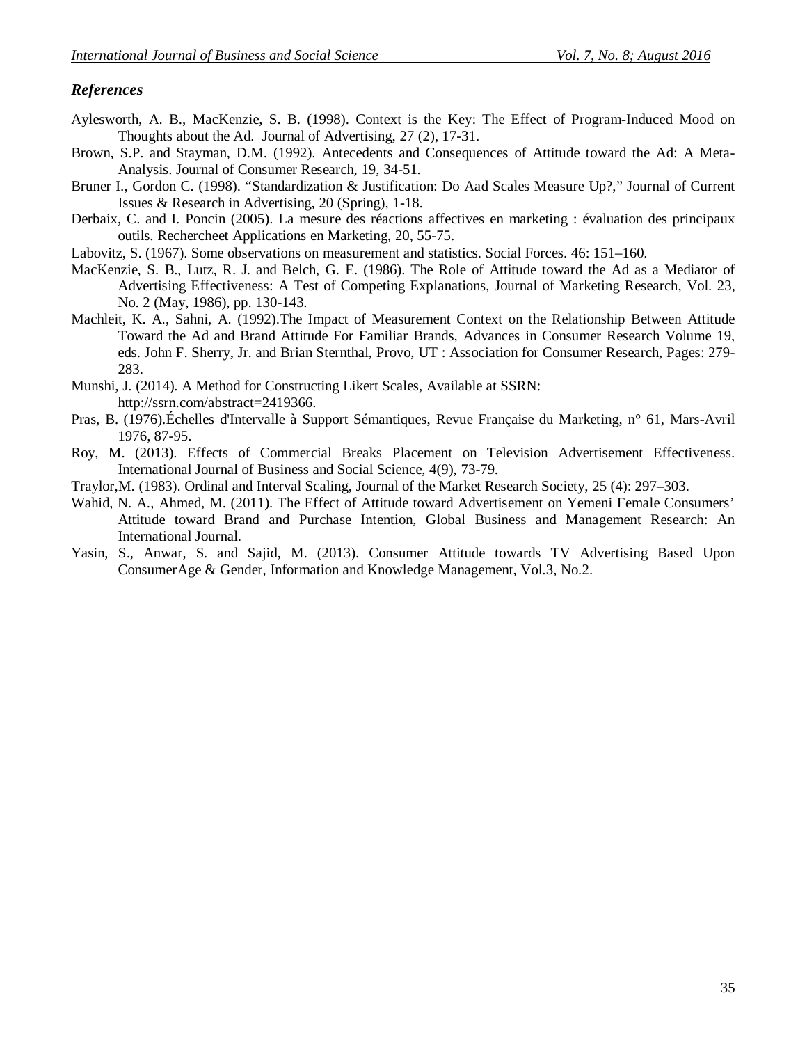### *References*

Aylesworth, A. B., MacKenzie, S. B. (1998). Context is the Key: The Effect of Program-Induced Mood on Thoughts about the Ad. Journal of Advertising, 27 (2), 17-31.

Brown, S.P. and Stayman, D.M. (1992). Antecedents and Consequences of Attitude toward the Ad: A Meta-Analysis. Journal of Consumer Research, 19, 34-51.

Bruner I., Gordon C. (1998). "Standardization & Justification: Do Aad Scales Measure Up?," Journal of Current Issues & Research in Advertising, 20 (Spring), 1-18.

Derbaix, C. and I. Poncin (2005). La mesure des réactions affectives en marketing : évaluation des principaux outils. Rechercheet Applications en Marketing, 20, 55-75.

Labovitz, S. (1967). Some observations on measurement and statistics. Social Forces. 46: 151–160.

MacKenzie, S. B., Lutz, R. J. and Belch, G. E. (1986). The Role of Attitude toward the Ad as a Mediator of Advertising Effectiveness: A Test of Competing Explanations, Journal of Marketing Research, Vol. 23, No. 2 (May, 1986), pp. 130-143.

Machleit, K. A., Sahni, A. (1992).The Impact of Measurement Context on the Relationship Between Attitude Toward the Ad and Brand Attitude For Familiar Brands, Advances in Consumer Research Volume 19, eds. John F. Sherry, Jr. and Brian Sternthal, Provo, UT : Association for Consumer Research, Pages: 279-283.

Munshi, J. (2014). A Method for Constructing Likert Scales, Available at SSRN: http://ssrn.com/abstract=2419366.

Pras, B. (1976).Échelles d'Intervalle à Support Sémantiques, Revue Française du Marketing, n° 61, Mars-Avril 1976, 87-95.

Roy, M. (2013). Effects of Commercial Breaks Placement on Television Advertisement Effectiveness. International Journal of Business and Social Science, 4(9), 73-79.

Traylor,M. (1983). Ordinal and Interval Scaling, Journal of the Market Research Society, 25 (4): 297–303.

Wahid, N. A., Ahmed, M. (2011). The Effect of Attitude toward Advertisement on Yemeni Female Consumers' Attitude toward Brand and Purchase Intention, Global Business and Management Research: An International Journal.

Yasin, S., Anwar, S. and Sajid, M. (2013). Consumer Attitude towards TV Advertising Based Upon ConsumerAge & Gender, Information and Knowledge Management, Vol.3, No.2.